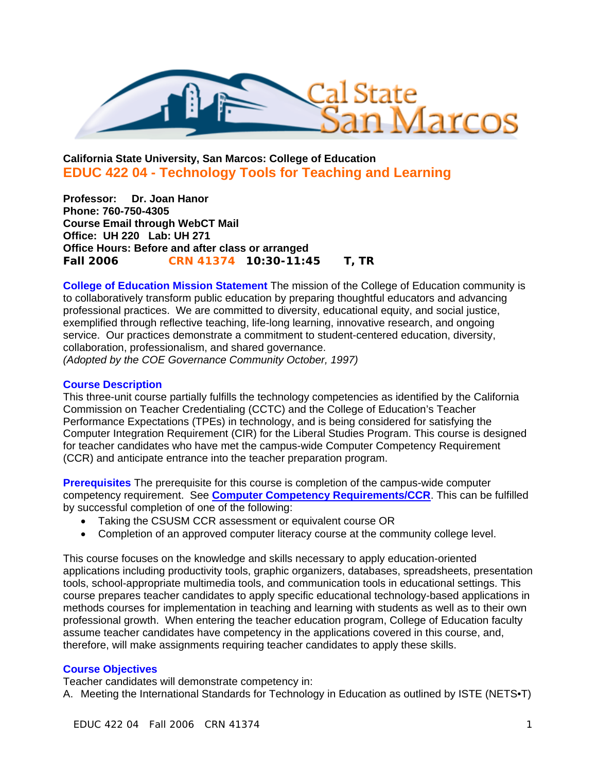**California State University, San Marcos: College of Education**

# EDUC 422 04 - Technology Tools for Teaching and Learning

**Professor: Dr. Joan Hanor**
**Phone: 760-750-4305**
**Course Email through WebCT Mail**
**Office: UH 220 Lab: UH 271**
**Office Hours: Before and after class or arranged**
**Fall 2006 CRN 41374 10:30-11:45 T, TR**

**College of Education Mission Statement** The mission of the College of Education community is to collaboratively transform public education by preparing thoughtful educators and advancing professional practices. We are committed to diversity, educational equity, and social justice, exemplified through reflective teaching, life-long learning, innovative research, and ongoing service. Our practices demonstrate a commitment to student-centered education, diversity, collaboration, professionalism, and shared governance.
*(Adopted by the COE Governance Community October, 1997)*

## Course Description

This three-unit course partially fulfills the technology competencies as identified by the California Commission on Teacher Credentialing (CCTC) and the College of Education's Teacher Performance Expectations (TPEs) in technology, and is being considered for satisfying the Computer Integration Requirement (CIR) for the Liberal Studies Program. This course is designed for teacher candidates who have met the campus-wide Computer Competency Requirement (CCR) and anticipate entrance into the teacher preparation program.

**Prerequisites** The prerequisite for this course is completion of the campus-wide computer competency requirement. See **Computer Competency Requirements/CCR**. This can be fulfilled by successful completion of one of the following:

- Taking the CSUSM CCR assessment or equivalent course OR
- Completion of an approved computer literacy course at the community college level.

This course focuses on the knowledge and skills necessary to apply education-oriented applications including productivity tools, graphic organizers, databases, spreadsheets, presentation tools, school-appropriate multimedia tools, and communication tools in educational settings. This course prepares teacher candidates to apply specific educational technology-based applications in methods courses for implementation in teaching and learning with students as well as to their own professional growth. When entering the teacher education program, College of Education faculty assume teacher candidates have competency in the applications covered in this course, and, therefore, will make assignments requiring teacher candidates to apply these skills.

## Course Objectives

Teacher candidates will demonstrate competency in:

A. Meeting the International Standards for Technology in Education as outlined by ISTE (NETS•T)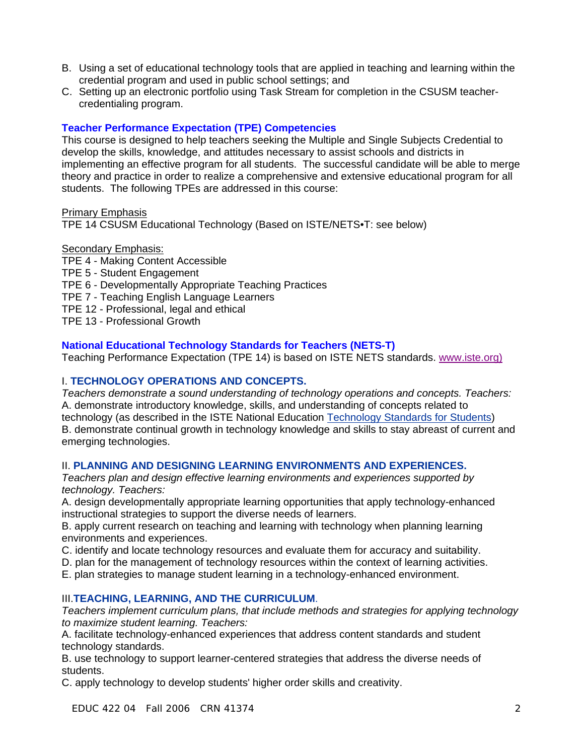B. Using a set of educational technology tools that are applied in teaching and learning within the credential program and used in public school settings; and
C. Setting up an electronic portfolio using Task Stream for completion in the CSUSM teacher-credentialing program.

### Teacher Performance Expectation (TPE) Competencies

This course is designed to help teachers seeking the Multiple and Single Subjects Credential to develop the skills, knowledge, and attitudes necessary to assist schools and districts in implementing an effective program for all students. The successful candidate will be able to merge theory and practice in order to realize a comprehensive and extensive educational program for all students. The following TPEs are addressed in this course:

Primary Emphasis
TPE 14 CSUSM Educational Technology (Based on ISTE/NETS•T: see below)

Secondary Emphasis:
TPE 4 - Making Content Accessible
TPE 5 - Student Engagement
TPE 6 - Developmentally Appropriate Teaching Practices
TPE 7 - Teaching English Language Learners
TPE 12 - Professional, legal and ethical
TPE 13 - Professional Growth

### National Educational Technology Standards for Teachers (NETS-T)

Teaching Performance Expectation (TPE 14) is based on ISTE NETS standards. www.iste.org)

#### I. TECHNOLOGY OPERATIONS AND CONCEPTS.

*Teachers demonstrate a sound understanding of technology operations and concepts. Teachers:*
A. demonstrate introductory knowledge, skills, and understanding of concepts related to technology (as described in the ISTE National Education Technology Standards for Students)
B. demonstrate continual growth in technology knowledge and skills to stay abreast of current and emerging technologies.

#### II. PLANNING AND DESIGNING LEARNING ENVIRONMENTS AND EXPERIENCES.

*Teachers plan and design effective learning environments and experiences supported by technology. Teachers:*
A. design developmentally appropriate learning opportunities that apply technology-enhanced instructional strategies to support the diverse needs of learners.
B. apply current research on teaching and learning with technology when planning learning environments and experiences.
C. identify and locate technology resources and evaluate them for accuracy and suitability.
D. plan for the management of technology resources within the context of learning activities.
E. plan strategies to manage student learning in a technology-enhanced environment.

#### III. TEACHING, LEARNING, AND THE CURRICULUM.

*Teachers implement curriculum plans, that include methods and strategies for applying technology to maximize student learning. Teachers:*
A. facilitate technology-enhanced experiences that address content standards and student technology standards.
B. use technology to support learner-centered strategies that address the diverse needs of students.
C. apply technology to develop students' higher order skills and creativity.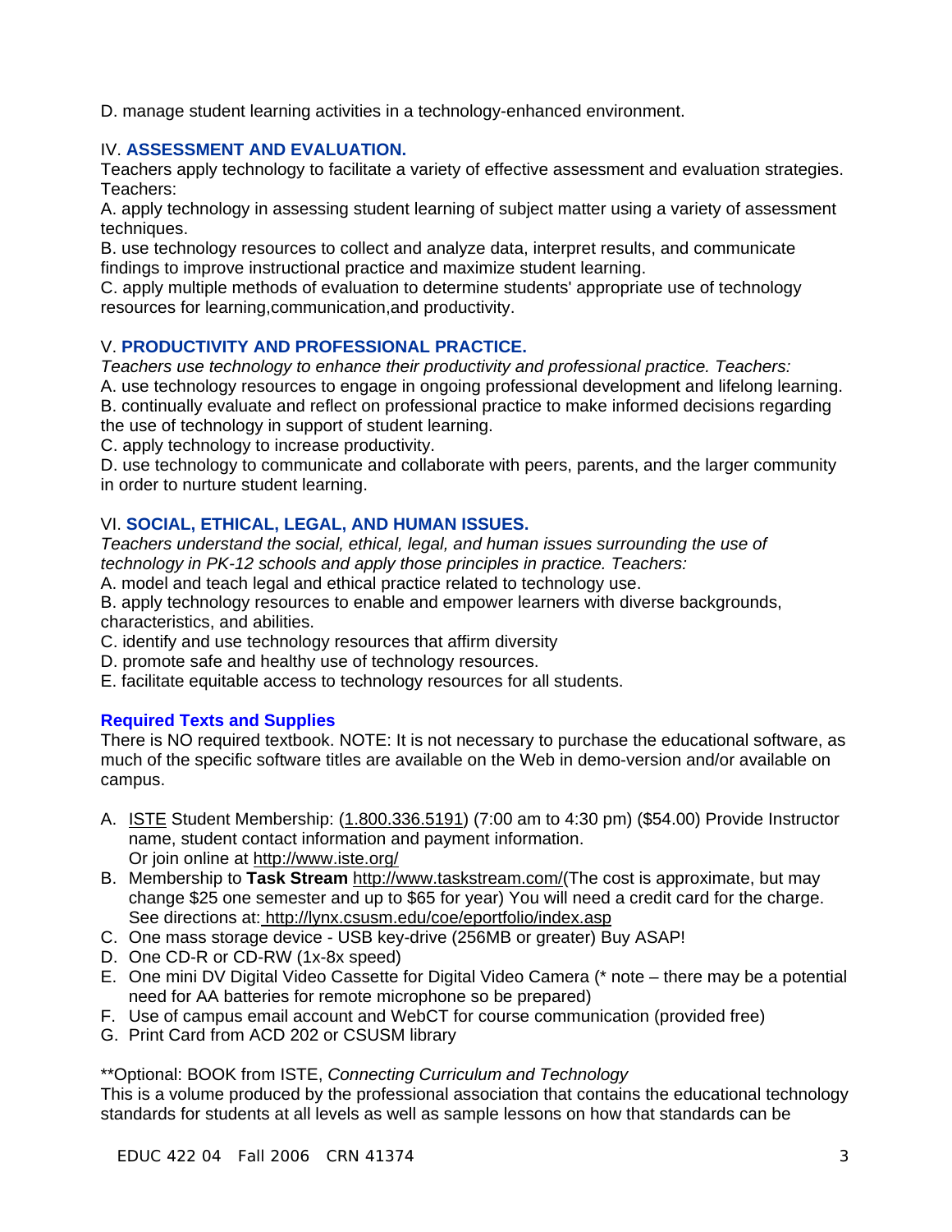D. manage student learning activities in a technology-enhanced environment.

IV. **ASSESSMENT AND EVALUATION.**
Teachers apply technology to facilitate a variety of effective assessment and evaluation strategies. Teachers:
A. apply technology in assessing student learning of subject matter using a variety of assessment techniques.
B. use technology resources to collect and analyze data, interpret results, and communicate findings to improve instructional practice and maximize student learning.
C. apply multiple methods of evaluation to determine students' appropriate use of technology resources for learning,communication,and productivity.

V. **PRODUCTIVITY AND PROFESSIONAL PRACTICE.**
*Teachers use technology to enhance their productivity and professional practice. Teachers:*
A. use technology resources to engage in ongoing professional development and lifelong learning.
B. continually evaluate and reflect on professional practice to make informed decisions regarding the use of technology in support of student learning.
C. apply technology to increase productivity.
D. use technology to communicate and collaborate with peers, parents, and the larger community in order to nurture student learning.

VI. **SOCIAL, ETHICAL, LEGAL, AND HUMAN ISSUES.**
*Teachers understand the social, ethical, legal, and human issues surrounding the use of technology in PK-12 schools and apply those principles in practice. Teachers:*
A. model and teach legal and ethical practice related to technology use.
B. apply technology resources to enable and empower learners with diverse backgrounds, characteristics, and abilities.
C. identify and use technology resources that affirm diversity
D. promote safe and healthy use of technology resources.
E. facilitate equitable access to technology resources for all students.

**Required Texts and Supplies**
There is NO required textbook. NOTE: It is not necessary to purchase the educational software, as much of the specific software titles are available on the Web in demo-version and/or available on campus.

A. ISTE Student Membership: (1.800.336.5191) (7:00 am to 4:30 pm) ($54.00) Provide Instructor name, student contact information and payment information.
   Or join online at http://www.iste.org/
B. Membership to **Task Stream** http://www.taskstream.com/(The cost is approximate, but may change $25 one semester and up to $65 for year) You will need a credit card for the charge. See directions at: http://lynx.csusm.edu/coe/eportfolio/index.asp
C. One mass storage device - USB key-drive (256MB or greater) Buy ASAP!
D. One CD-R or CD-RW (1x-8x speed)
E. One mini DV Digital Video Cassette for Digital Video Camera (* note – there may be a potential need for AA batteries for remote microphone so be prepared)
F. Use of campus email account and WebCT for course communication (provided free)
G. Print Card from ACD 202 or CSUSM library

**Optional: BOOK from ISTE, *Connecting Curriculum and Technology*
This is a volume produced by the professional association that contains the educational technology standards for students at all levels as well as sample lessons on how that standards can be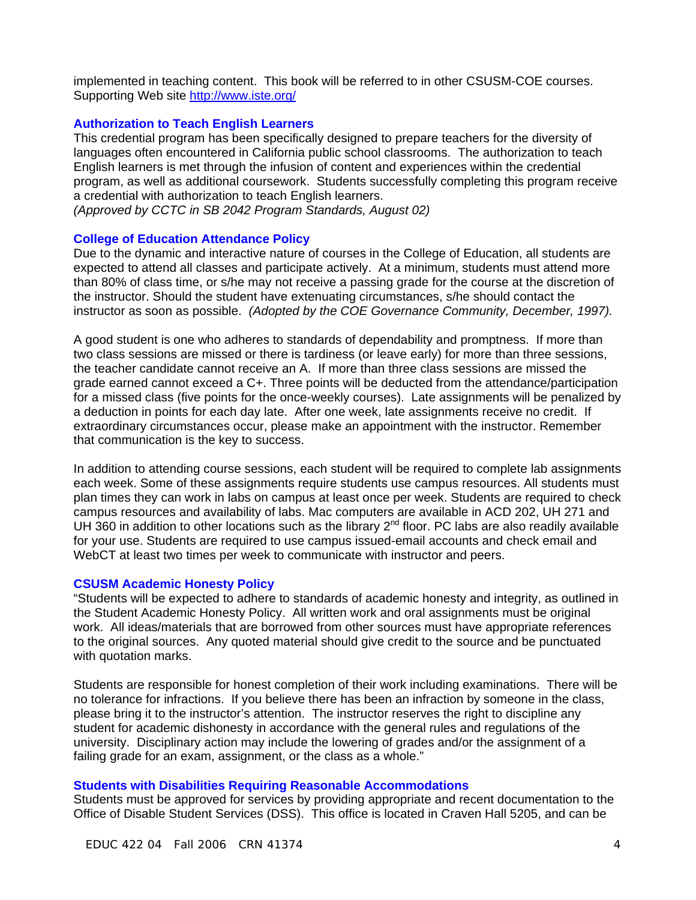implemented in teaching content. This book will be referred to in other CSUSM-COE courses. Supporting Web site http://www.iste.org/

### Authorization to Teach English Learners

This credential program has been specifically designed to prepare teachers for the diversity of languages often encountered in California public school classrooms. The authorization to teach English learners is met through the infusion of content and experiences within the credential program, as well as additional coursework. Students successfully completing this program receive a credential with authorization to teach English learners.
*(Approved by CCTC in SB 2042 Program Standards, August 02)*

### College of Education Attendance Policy

Due to the dynamic and interactive nature of courses in the College of Education, all students are expected to attend all classes and participate actively. At a minimum, students must attend more than 80% of class time, or s/he may not receive a passing grade for the course at the discretion of the instructor. Should the student have extenuating circumstances, s/he should contact the instructor as soon as possible. *(Adopted by the COE Governance Community, December, 1997).*

A good student is one who adheres to standards of dependability and promptness. If more than two class sessions are missed or there is tardiness (or leave early) for more than three sessions, the teacher candidate cannot receive an A. If more than three class sessions are missed the grade earned cannot exceed a C+. Three points will be deducted from the attendance/participation for a missed class (five points for the once-weekly courses). Late assignments will be penalized by a deduction in points for each day late. After one week, late assignments receive no credit. If extraordinary circumstances occur, please make an appointment with the instructor. Remember that communication is the key to success.

In addition to attending course sessions, each student will be required to complete lab assignments each week. Some of these assignments require students use campus resources. All students must plan times they can work in labs on campus at least once per week. Students are required to check campus resources and availability of labs. Mac computers are available in ACD 202, UH 271 and UH 360 in addition to other locations such as the library 2nd floor. PC labs are also readily available for your use. Students are required to use campus issued-email accounts and check email and WebCT at least two times per week to communicate with instructor and peers.

### CSUSM Academic Honesty Policy

"Students will be expected to adhere to standards of academic honesty and integrity, as outlined in the Student Academic Honesty Policy. All written work and oral assignments must be original work. All ideas/materials that are borrowed from other sources must have appropriate references to the original sources. Any quoted material should give credit to the source and be punctuated with quotation marks.

Students are responsible for honest completion of their work including examinations. There will be no tolerance for infractions. If you believe there has been an infraction by someone in the class, please bring it to the instructor's attention. The instructor reserves the right to discipline any student for academic dishonesty in accordance with the general rules and regulations of the university. Disciplinary action may include the lowering of grades and/or the assignment of a failing grade for an exam, assignment, or the class as a whole."

### Students with Disabilities Requiring Reasonable Accommodations

Students must be approved for services by providing appropriate and recent documentation to the Office of Disable Student Services (DSS). This office is located in Craven Hall 5205, and can be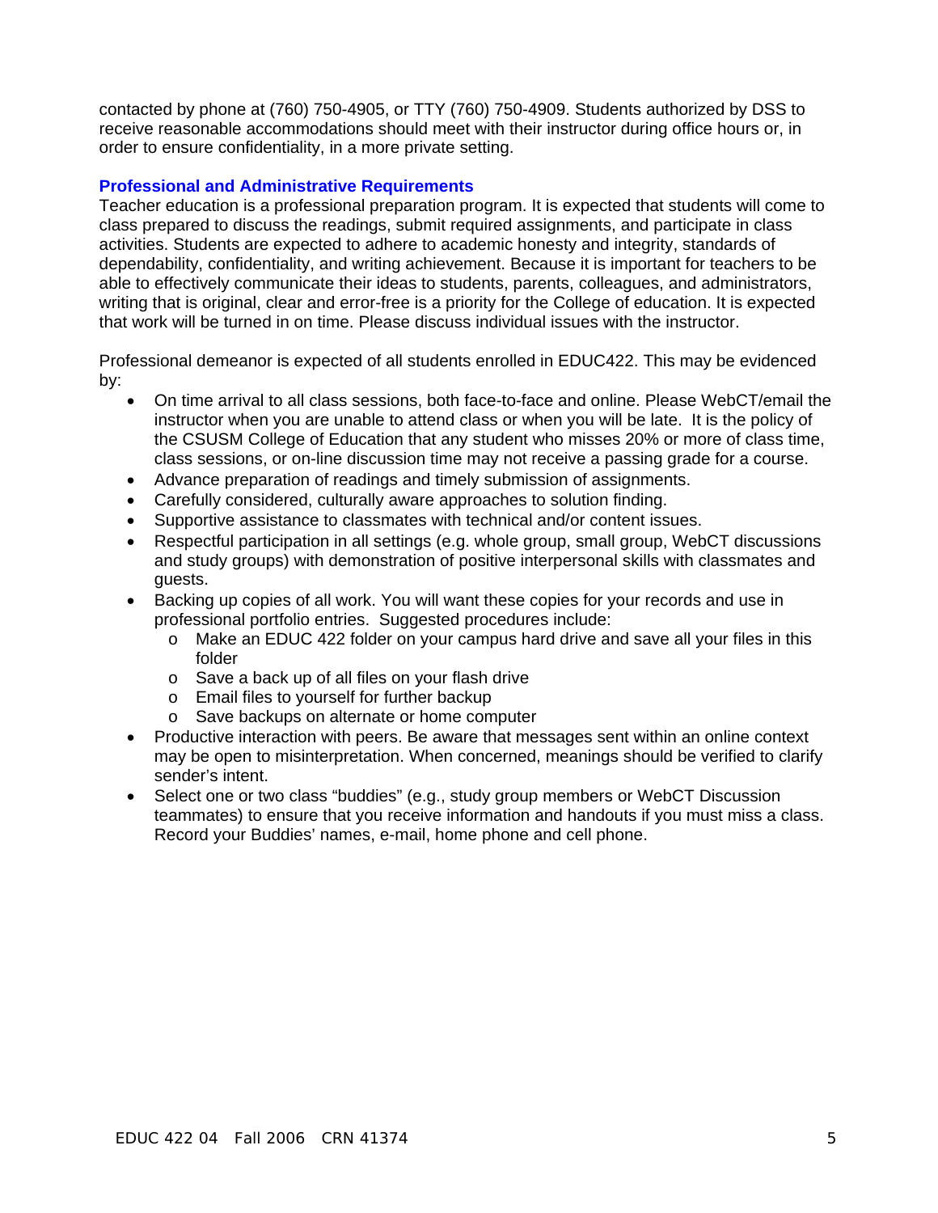contacted by phone at (760) 750-4905, or TTY (760) 750-4909. Students authorized by DSS to receive reasonable accommodations should meet with their instructor during office hours or, in order to ensure confidentiality, in a more private setting.

### Professional and Administrative Requirements

Teacher education is a professional preparation program. It is expected that students will come to class prepared to discuss the readings, submit required assignments, and participate in class activities. Students are expected to adhere to academic honesty and integrity, standards of dependability, confidentiality, and writing achievement. Because it is important for teachers to be able to effectively communicate their ideas to students, parents, colleagues, and administrators, writing that is original, clear and error-free is a priority for the College of education. It is expected that work will be turned in on time. Please discuss individual issues with the instructor.

Professional demeanor is expected of all students enrolled in EDUC422. This may be evidenced by:

- On time arrival to all class sessions, both face-to-face and online. Please WebCT/email the instructor when you are unable to attend class or when you will be late. It is the policy of the CSUSM College of Education that any student who misses 20% or more of class time, class sessions, or on-line discussion time may not receive a passing grade for a course.
- Advance preparation of readings and timely submission of assignments.
- Carefully considered, culturally aware approaches to solution finding.
- Supportive assistance to classmates with technical and/or content issues.
- Respectful participation in all settings (e.g. whole group, small group, WebCT discussions and study groups) with demonstration of positive interpersonal skills with classmates and guests.
- Backing up copies of all work. You will want these copies for your records and use in professional portfolio entries. Suggested procedures include:
  - Make an EDUC 422 folder on your campus hard drive and save all your files in this folder
  - Save a back up of all files on your flash drive
  - Email files to yourself for further backup
  - Save backups on alternate or home computer
- Productive interaction with peers. Be aware that messages sent within an online context may be open to misinterpretation. When concerned, meanings should be verified to clarify sender's intent.
- Select one or two class "buddies" (e.g., study group members or WebCT Discussion teammates) to ensure that you receive information and handouts if you must miss a class. Record your Buddies' names, e-mail, home phone and cell phone.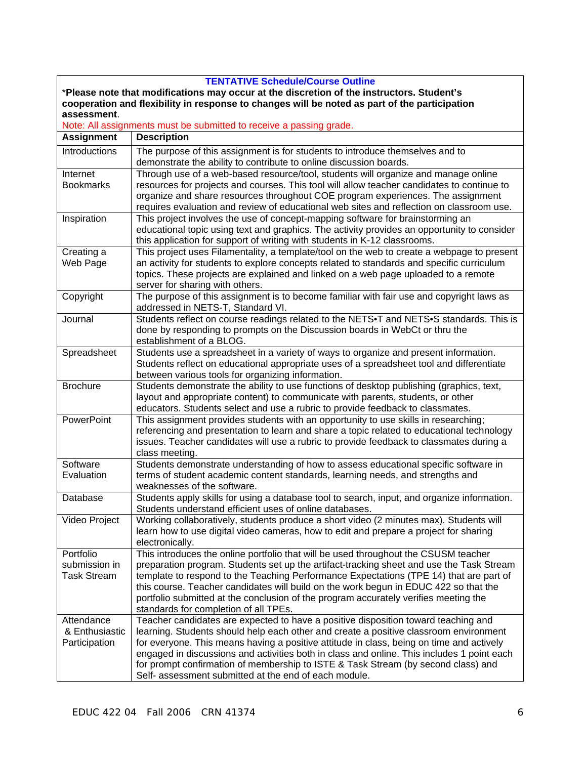**TENTATIVE Schedule/Course Outline**

***Please note that modifications may occur at the discretion of the instructors. Student's cooperation and flexibility in response to changes will be noted as part of the participation assessment**.

Note: All assignments must be submitted to receive a passing grade.

| Assignment | Description |
|---|---|
| Introductions | The purpose of this assignment is for students to introduce themselves and to demonstrate the ability to contribute to online discussion boards. |
| Internet Bookmarks | Through use of a web-based resource/tool, students will organize and manage online resources for projects and courses. This tool will allow teacher candidates to continue to organize and share resources throughout COE program experiences. The assignment requires evaluation and review of educational web sites and reflection on classroom use. |
| Inspiration | This project involves the use of concept-mapping software for brainstorming an educational topic using text and graphics. The activity provides an opportunity to consider this application for support of writing with students in K-12 classrooms. |
| Creating a Web Page | This project uses Filamentality, a template/tool on the web to create a webpage to present an activity for students to explore concepts related to standards and specific curriculum topics. These projects are explained and linked on a web page uploaded to a remote server for sharing with others. |
| Copyright | The purpose of this assignment is to become familiar with fair use and copyright laws as addressed in NETS-T, Standard VI. |
| Journal | Students reflect on course readings related to the NETS•T and NETS•S standards. This is done by responding to prompts on the Discussion boards in WebCt or thru the establishment of a BLOG. |
| Spreadsheet | Students use a spreadsheet in a variety of ways to organize and present information. Students reflect on educational appropriate uses of a spreadsheet tool and differentiate between various tools for organizing information. |
| Brochure | Students demonstrate the ability to use functions of desktop publishing (graphics, text, layout and appropriate content) to communicate with parents, students, or other educators. Students select and use a rubric to provide feedback to classmates. |
| PowerPoint | This assignment provides students with an opportunity to use skills in researching; referencing and presentation to learn and share a topic related to educational technology issues. Teacher candidates will use a rubric to provide feedback to classmates during a class meeting. |
| Software Evaluation | Students demonstrate understanding of how to assess educational specific software in terms of student academic content standards, learning needs, and strengths and weaknesses of the software. |
| Database | Students apply skills for using a database tool to search, input, and organize information. Students understand efficient uses of online databases. |
| Video Project | Working collaboratively, students produce a short video (2 minutes max). Students will learn how to use digital video cameras, how to edit and prepare a project for sharing electronically. |
| Portfolio submission in Task Stream | This introduces the online portfolio that will be used throughout the CSUSM teacher preparation program. Students set up the artifact-tracking sheet and use the Task Stream template to respond to the Teaching Performance Expectations (TPE 14) that are part of this course. Teacher candidates will build on the work begun in EDUC 422 so that the portfolio submitted at the conclusion of the program accurately verifies meeting the standards for completion of all TPEs. |
| Attendance & Enthusiastic Participation | Teacher candidates are expected to have a positive disposition toward teaching and learning. Students should help each other and create a positive classroom environment for everyone. This means having a positive attitude in class, being on time and actively engaged in discussions and activities both in class and online. This includes 1 point each for prompt confirmation of membership to ISTE & Task Stream (by second class) and Self- assessment submitted at the end of each module. |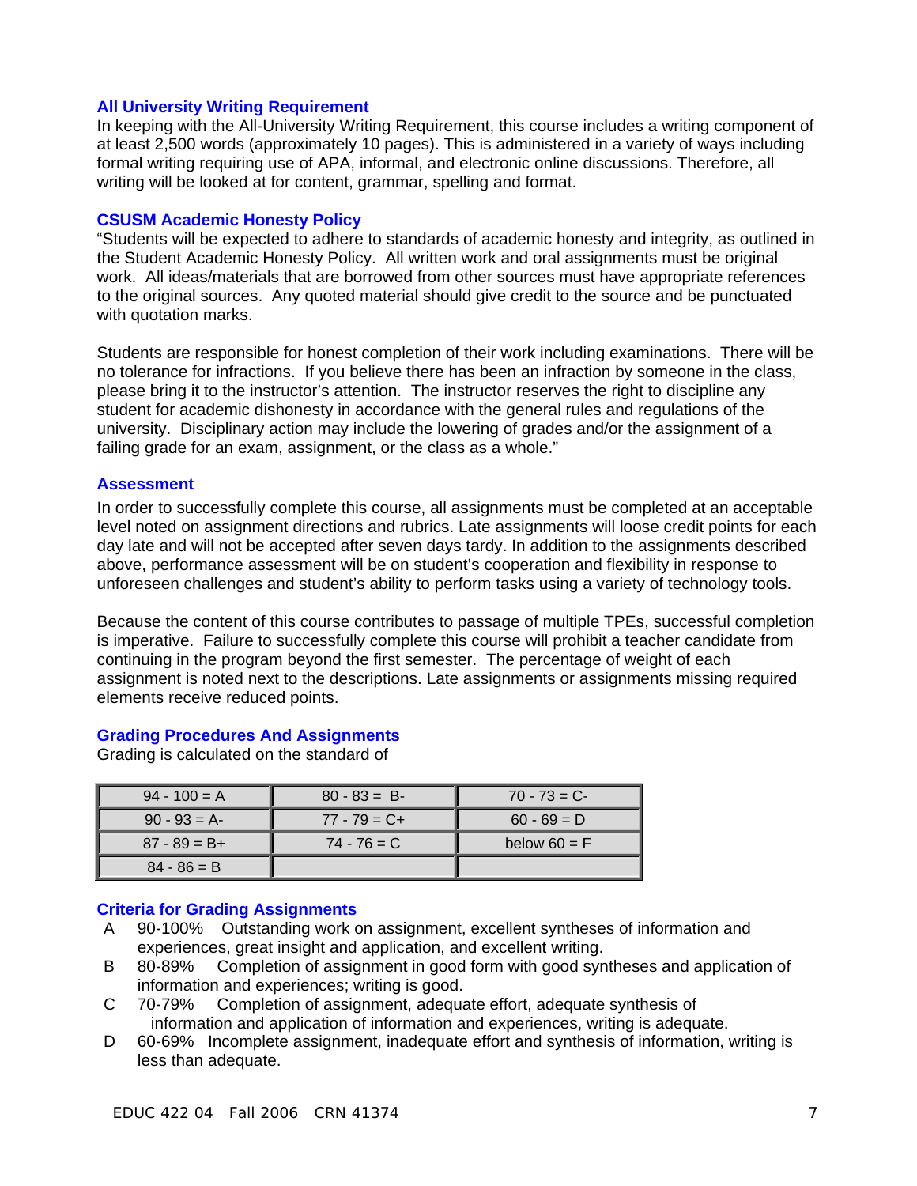### All University Writing Requirement

In keeping with the All-University Writing Requirement, this course includes a writing component of at least 2,500 words (approximately 10 pages). This is administered in a variety of ways including formal writing requiring use of APA, informal, and electronic online discussions. Therefore, all writing will be looked at for content, grammar, spelling and format.

### CSUSM Academic Honesty Policy

"Students will be expected to adhere to standards of academic honesty and integrity, as outlined in the Student Academic Honesty Policy. All written work and oral assignments must be original work. All ideas/materials that are borrowed from other sources must have appropriate references to the original sources. Any quoted material should give credit to the source and be punctuated with quotation marks.

Students are responsible for honest completion of their work including examinations. There will be no tolerance for infractions. If you believe there has been an infraction by someone in the class, please bring it to the instructor's attention. The instructor reserves the right to discipline any student for academic dishonesty in accordance with the general rules and regulations of the university. Disciplinary action may include the lowering of grades and/or the assignment of a failing grade for an exam, assignment, or the class as a whole."

### Assessment

In order to successfully complete this course, all assignments must be completed at an acceptable level noted on assignment directions and rubrics. Late assignments will loose credit points for each day late and will not be accepted after seven days tardy. In addition to the assignments described above, performance assessment will be on student's cooperation and flexibility in response to unforeseen challenges and student's ability to perform tasks using a variety of technology tools.

Because the content of this course contributes to passage of multiple TPEs, successful completion is imperative. Failure to successfully complete this course will prohibit a teacher candidate from continuing in the program beyond the first semester. The percentage of weight of each assignment is noted next to the descriptions. Late assignments or assignments missing required elements receive reduced points.

### Grading Procedures And Assignments

Grading is calculated on the standard of

| | | |
|---|---|---|
| 94 - 100 = A | 80 - 83 = B- | 70 - 73 = C- |
| 90 - 93 = A- | 77 - 79 = C+ | 60 - 69 = D |
| 87 - 89 = B+ | 74 - 76 = C | below 60 = F |
| 84 - 86 = B | | |

### Criteria for Grading Assignments

- A 90-100% Outstanding work on assignment, excellent syntheses of information and experiences, great insight and application, and excellent writing.
- B 80-89% Completion of assignment in good form with good syntheses and application of information and experiences; writing is good.
- C 70-79% Completion of assignment, adequate effort, adequate synthesis of information and application of information and experiences, writing is adequate.
- D 60-69% Incomplete assignment, inadequate effort and synthesis of information, writing is less than adequate.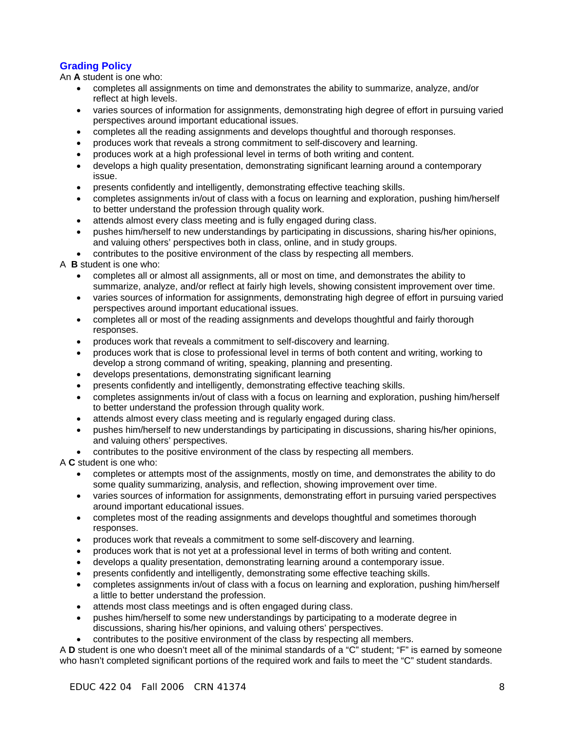## Grading Policy

An **A** student is one who:

- completes all assignments on time and demonstrates the ability to summarize, analyze, and/or reflect at high levels.
- varies sources of information for assignments, demonstrating high degree of effort in pursuing varied perspectives around important educational issues.
- completes all the reading assignments and develops thoughtful and thorough responses.
- produces work that reveals a strong commitment to self-discovery and learning.
- produces work at a high professional level in terms of both writing and content.
- develops a high quality presentation, demonstrating significant learning around a contemporary issue.
- presents confidently and intelligently, demonstrating effective teaching skills.
- completes assignments in/out of class with a focus on learning and exploration, pushing him/herself to better understand the profession through quality work.
- attends almost every class meeting and is fully engaged during class.
- pushes him/herself to new understandings by participating in discussions, sharing his/her opinions, and valuing others' perspectives both in class, online, and in study groups.
- contributes to the positive environment of the class by respecting all members.

A **B** student is one who:

- completes all or almost all assignments, all or most on time, and demonstrates the ability to summarize, analyze, and/or reflect at fairly high levels, showing consistent improvement over time.
- varies sources of information for assignments, demonstrating high degree of effort in pursuing varied perspectives around important educational issues.
- completes all or most of the reading assignments and develops thoughtful and fairly thorough responses.
- produces work that reveals a commitment to self-discovery and learning.
- produces work that is close to professional level in terms of both content and writing, working to develop a strong command of writing, speaking, planning and presenting.
- develops presentations, demonstrating significant learning
- presents confidently and intelligently, demonstrating effective teaching skills.
- completes assignments in/out of class with a focus on learning and exploration, pushing him/herself to better understand the profession through quality work.
- attends almost every class meeting and is regularly engaged during class.
- pushes him/herself to new understandings by participating in discussions, sharing his/her opinions, and valuing others' perspectives.
- contributes to the positive environment of the class by respecting all members.

A **C** student is one who:

- completes or attempts most of the assignments, mostly on time, and demonstrates the ability to do some quality summarizing, analysis, and reflection, showing improvement over time.
- varies sources of information for assignments, demonstrating effort in pursuing varied perspectives around important educational issues.
- completes most of the reading assignments and develops thoughtful and sometimes thorough responses.
- produces work that reveals a commitment to some self-discovery and learning.
- produces work that is not yet at a professional level in terms of both writing and content.
- develops a quality presentation, demonstrating learning around a contemporary issue.
- presents confidently and intelligently, demonstrating some effective teaching skills.
- completes assignments in/out of class with a focus on learning and exploration, pushing him/herself a little to better understand the profession.
- attends most class meetings and is often engaged during class.
- pushes him/herself to some new understandings by participating to a moderate degree in discussions, sharing his/her opinions, and valuing others' perspectives.
- contributes to the positive environment of the class by respecting all members.

A **D** student is one who doesn't meet all of the minimal standards of a "C" student; "F" is earned by someone who hasn't completed significant portions of the required work and fails to meet the "C" student standards.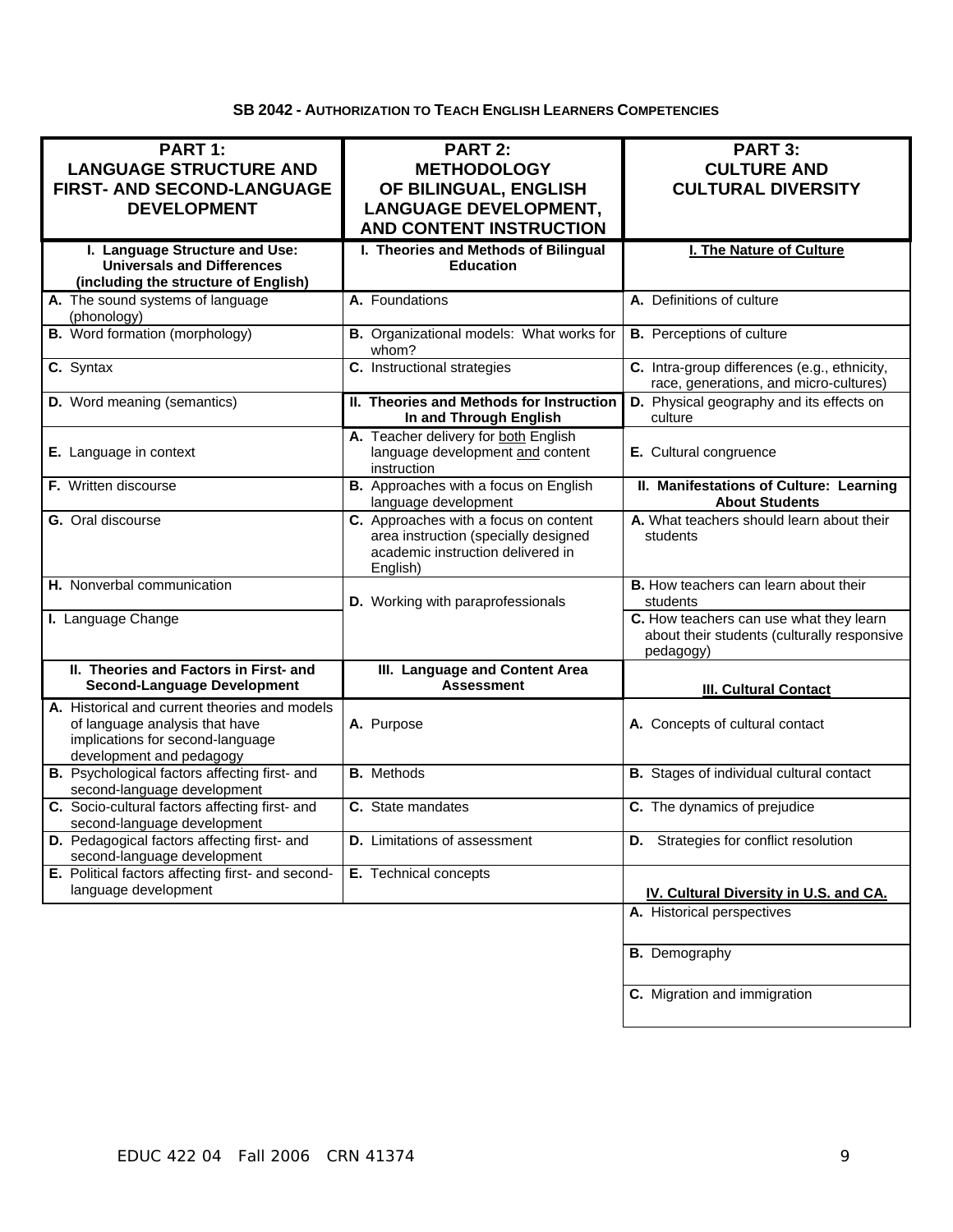### SB 2042 - AUTHORIZATION TO TEACH ENGLISH LEARNERS COMPETENCIES

| PART 1: LANGUAGE STRUCTURE AND FIRST- AND SECOND-LANGUAGE DEVELOPMENT | PART 2: METHODOLOGY OF BILINGUAL, ENGLISH LANGUAGE DEVELOPMENT, AND CONTENT INSTRUCTION | PART 3: CULTURE AND CULTURAL DIVERSITY |
|---|---|---|
| **I. Language Structure and Use: Universals and Differences (including the structure of English)** | **I. Theories and Methods of Bilingual Education** | **I. The Nature of Culture** |
| **A.** The sound systems of language (phonology) | **A.** Foundations | **A.** Definitions of culture |
| **B.** Word formation (morphology) | **B.** Organizational models: What works for whom? | **B.** Perceptions of culture |
| **C.** Syntax | **C.** Instructional strategies | **C.** Intra-group differences (e.g., ethnicity, race, generations, and micro-cultures) |
| **D.** Word meaning (semantics) | **II. Theories and Methods for Instruction In and Through English** | **D.** Physical geography and its effects on culture |
| **E.** Language in context | **A.** Teacher delivery for both English language development and content instruction | **E.** Cultural congruence |
| **F.** Written discourse | **B.** Approaches with a focus on English language development | **II. Manifestations of Culture: Learning About Students** |
| **G.** Oral discourse | **C.** Approaches with a focus on content area instruction (specially designed academic instruction delivered in English) | **A.** What teachers should learn about their students |
| **H.** Nonverbal communication | **D.** Working with paraprofessionals | **B.** How teachers can learn about their students |
| **I.** Language Change | | **C.** How teachers can use what they learn about their students (culturally responsive pedagogy) |
| **II. Theories and Factors in First- and Second-Language Development** | **III. Language and Content Area Assessment** | **III. Cultural Contact** |
| **A.** Historical and current theories and models of language analysis that have implications for second-language development and pedagogy | **A.** Purpose | **A.** Concepts of cultural contact |
| **B.** Psychological factors affecting first- and second-language development | **B.** Methods | **B.** Stages of individual cultural contact |
| **C.** Socio-cultural factors affecting first- and second-language development | **C.** State mandates | **C.** The dynamics of prejudice |
| **D.** Pedagogical factors affecting first- and second-language development | **D.** Limitations of assessment | **D.** Strategies for conflict resolution |
| **E.** Political factors affecting first- and second-language development | **E.** Technical concepts | **IV. Cultural Diversity in U.S. and CA.** |
| | | **A.** Historical perspectives |
| | | **B.** Demography |
| | | **C.** Migration and immigration |